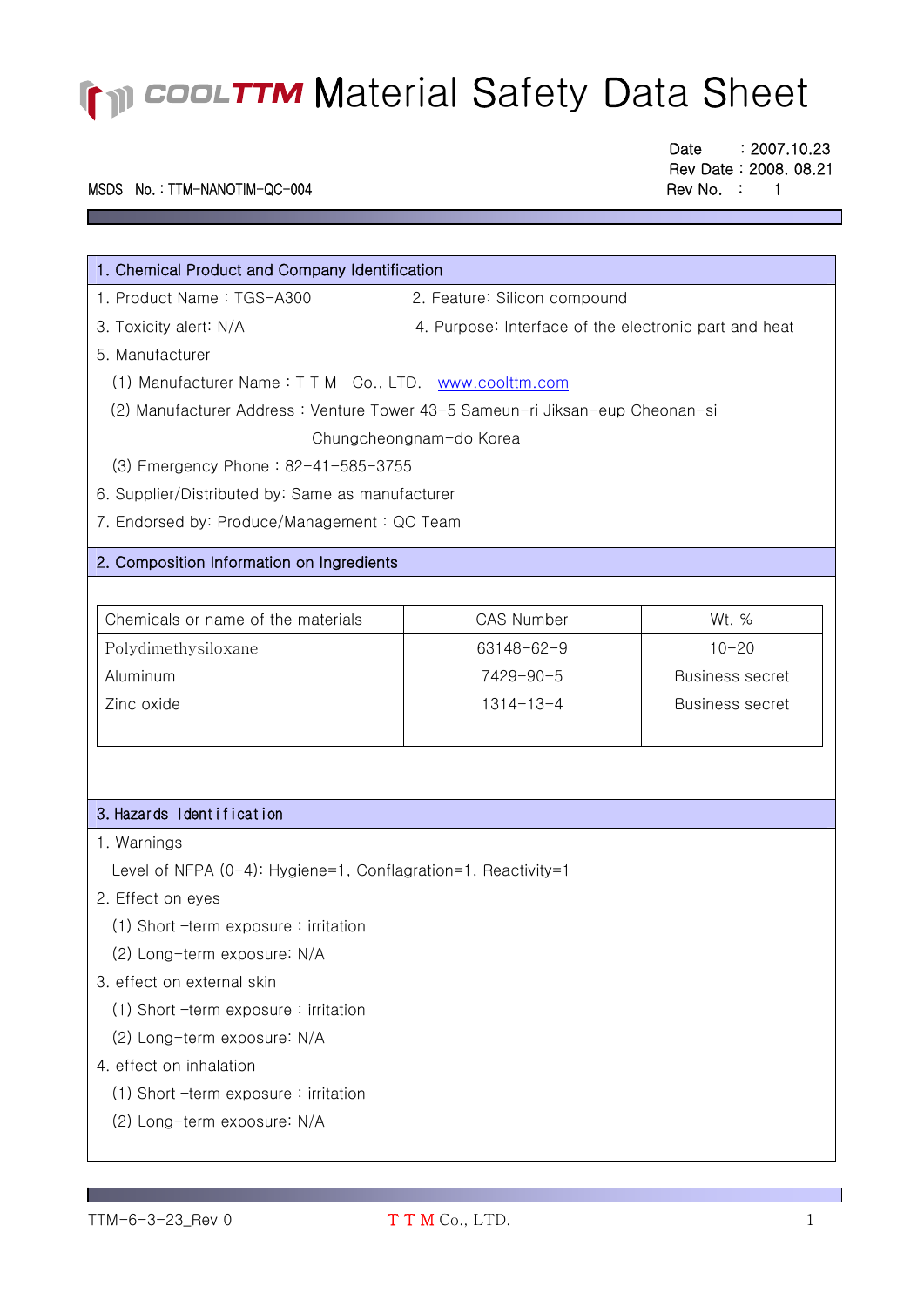# COOLTTM Material Safety Data Sheet

Date : 2007.10.23
Rev Date : 2008. 08.21
Rev No. : 1

MSDS No. : TTM-NANOTIM-QC-004

## 1. Chemical Product and Company Identification

1. Product Name : TGS-A300
2. Feature: Silicon compound
3. Toxicity alert: N/A
4. Purpose: Interface of the electronic part and heat
5. Manufacturer
   (1) Manufacturer Name : T T M Co., LTD. www.coolttm.com
   (2) Manufacturer Address : Venture Tower 43-5 Sameun-ri Jiksan-eup Cheonan-si Chungcheongnam-do Korea
   (3) Emergency Phone : 82-41-585-3755
6. Supplier/Distributed by: Same as manufacturer
7. Endorsed by: Produce/Management : QC Team

## 2. Composition Information on Ingredients

| Chemicals or name of the materials | CAS Number | Wt. % |
|---|---|---|
| Polydimethysiloxane | 63148-62-9 | 10-20 |
| Aluminum | 7429-90-5 | Business secret |
| Zinc oxide | 1314-13-4 | Business secret |

## 3. Hazards Identification

1. Warnings
   Level of NFPA (0-4): Hygiene=1, Conflagration=1, Reactivity=1
2. Effect on eyes
   (1) Short -term exposure : irritation
   (2) Long-term exposure: N/A
3. effect on external skin
   (1) Short -term exposure : irritation
   (2) Long-term exposure: N/A
4. effect on inhalation
   (1) Short -term exposure : irritation
   (2) Long-term exposure: N/A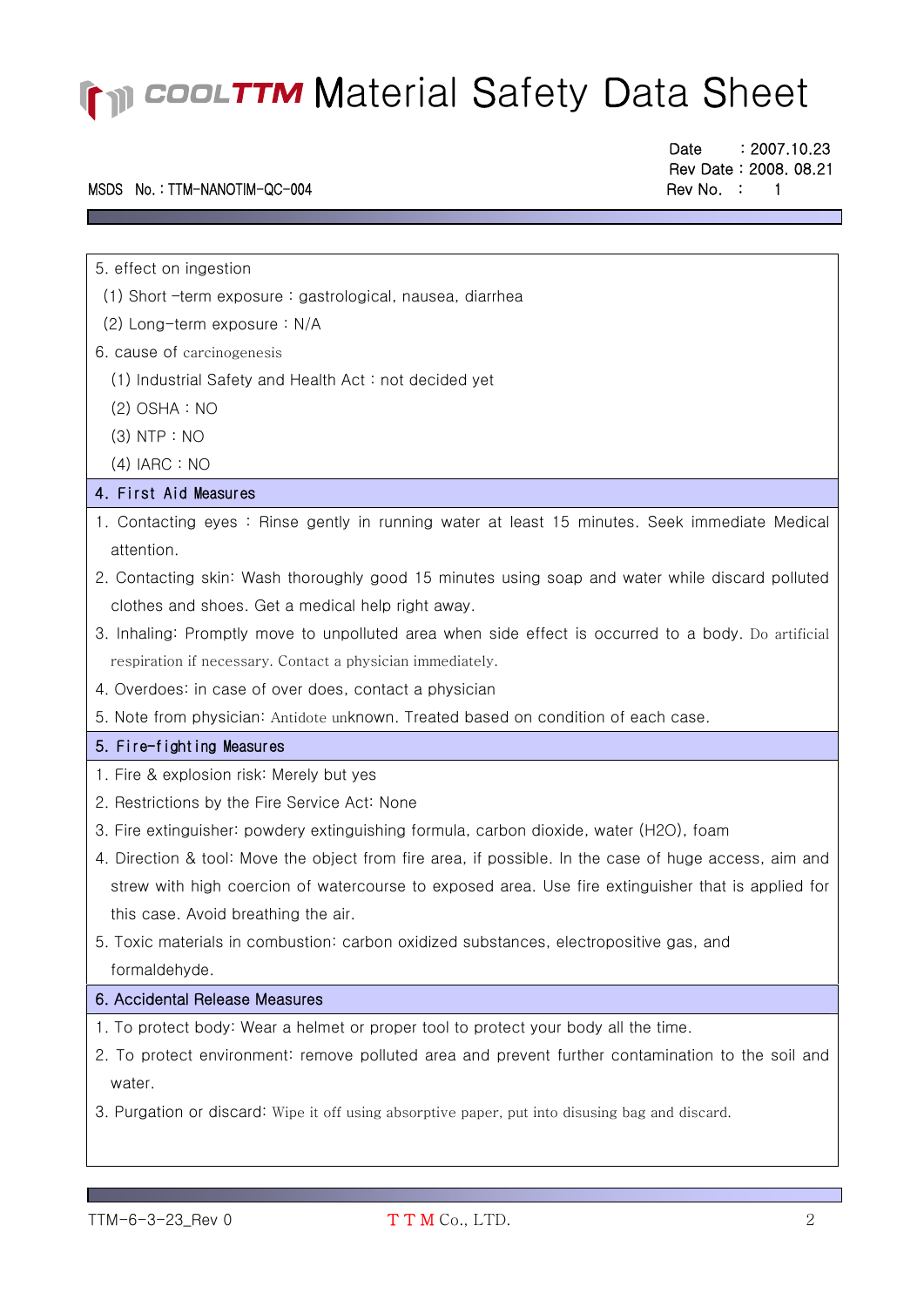5. effect on ingestion

(1) Short -term exposure : gastrological, nausea, diarrhea

(2) Long-term exposure : N/A

6. cause of carcinogenesis

(1) Industrial Safety and Health Act : not decided yet

(2) OSHA : NO

(3) NTP : NO

(4) IARC : NO

## 4. First Aid Measures

1. Contacting eyes : Rinse gently in running water at least 15 minutes. Seek immediate Medical attention.
2. Contacting skin: Wash thoroughly good 15 minutes using soap and water while discard polluted clothes and shoes. Get a medical help right away.
3. Inhaling: Promptly move to unpolluted area when side effect is occurred to a body. Do artificial respiration if necessary. Contact a physician immediately.
4. Overdoes: in case of over does, contact a physician
5. Note from physician: Antidote unknown. Treated based on condition of each case.

## 5. Fire-fighting Measures

1. Fire & explosion risk: Merely but yes
2. Restrictions by the Fire Service Act: None
3. Fire extinguisher: powdery extinguishing formula, carbon dioxide, water ($H_2O$), foam
4. Direction & tool: Move the object from fire area, if possible. In the case of huge access, aim and strew with high coercion of watercourse to exposed area. Use fire extinguisher that is applied for this case. Avoid breathing the air.
5. Toxic materials in combustion: carbon oxidized substances, electropositive gas, and formaldehyde.

## 6. Accidental Release Measures

1. To protect body: Wear a helmet or proper tool to protect your body all the time.
2. To protect environment: remove polluted area and prevent further contamination to the soil and water.
3. Purgation or discard: Wipe it off using absorptive paper, put into disusing bag and discard.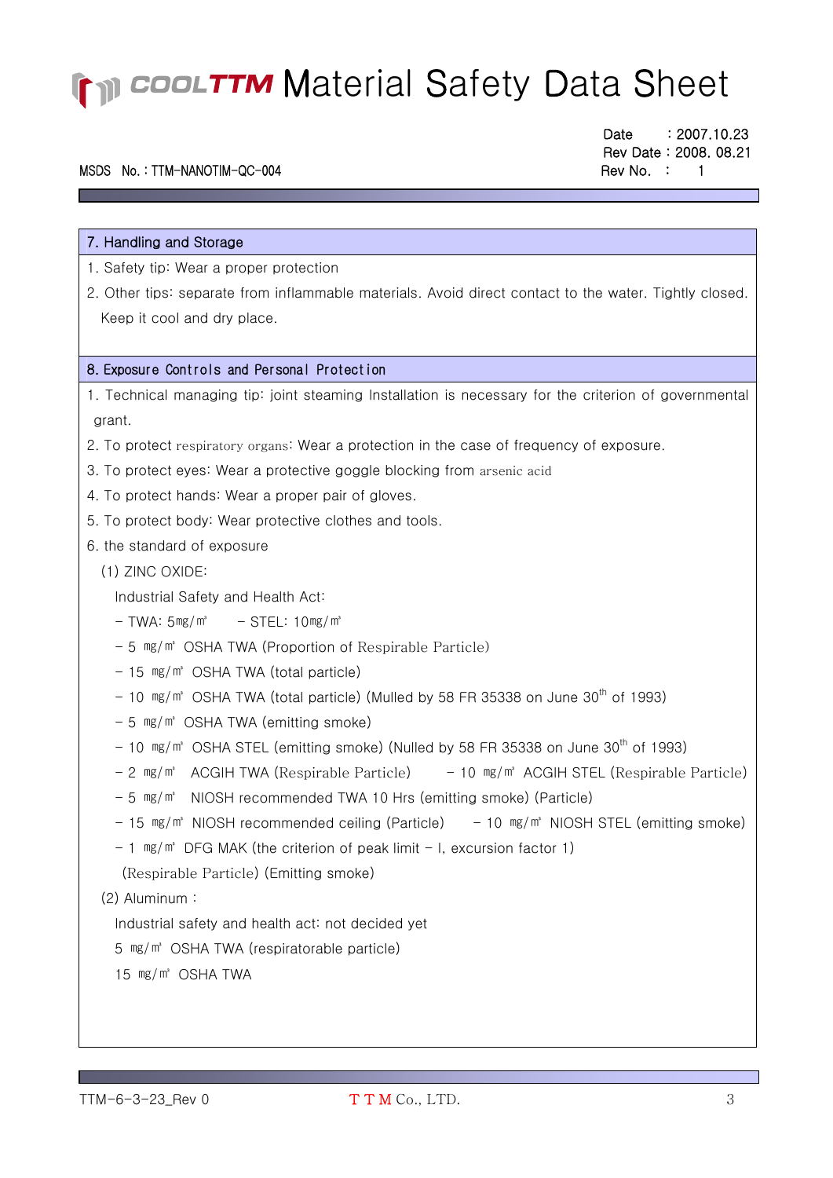## 7. Handling and Storage

1. Safety tip: Wear a proper protection
2. Other tips: separate from inflammable materials. Avoid direct contact to the water. Tightly closed. Keep it cool and dry place.

## 8. Exposure Controls and Personal Protection

1. Technical managing tip: joint steaming Installation is necessary for the criterion of governmental grant.
2. To protect respiratory organs: Wear a protection in the case of frequency of exposure.
3. To protect eyes: Wear a protective goggle blocking from arsenic acid
4. To protect hands: Wear a proper pair of gloves.
5. To protect body: Wear protective clothes and tools.
6. the standard of exposure

   (1) ZINC OXIDE:

   Industrial Safety and Health Act:

   - TWA: 5㎎/㎥ - STEL: 10㎎/㎥
   - 5 ㎎/㎥ OSHA TWA (Proportion of Respirable Particle)
   - 15 ㎎/㎥ OSHA TWA (total particle)
   - 10 ㎎/㎥ OSHA TWA (total particle) (Mulled by 58 FR 35338 on June 30th of 1993)
   - 5 ㎎/㎥ OSHA TWA (emitting smoke)
   - 10 ㎎/㎥ OSHA STEL (emitting smoke) (Nulled by 58 FR 35338 on June 30th of 1993)
   - 2 ㎎/㎥ ACGIH TWA (Respirable Particle) - 10 ㎎/㎥ ACGIH STEL (Respirable Particle)
   - 5 ㎎/㎥ NIOSH recommended TWA 10 Hrs (emitting smoke) (Particle)
   - 15 ㎎/㎥ NIOSH recommended ceiling (Particle) - 10 ㎎/㎥ NIOSH STEL (emitting smoke)
   - 1 ㎎/㎥ DFG MAK (the criterion of peak limit - I, excursion factor 1) (Respirable Particle) (Emitting smoke)

   (2) Aluminum :

   Industrial safety and health act: not decided yet

   5 ㎎/㎥ OSHA TWA (respiratorable particle)

   15 ㎎/㎥ OSHA TWA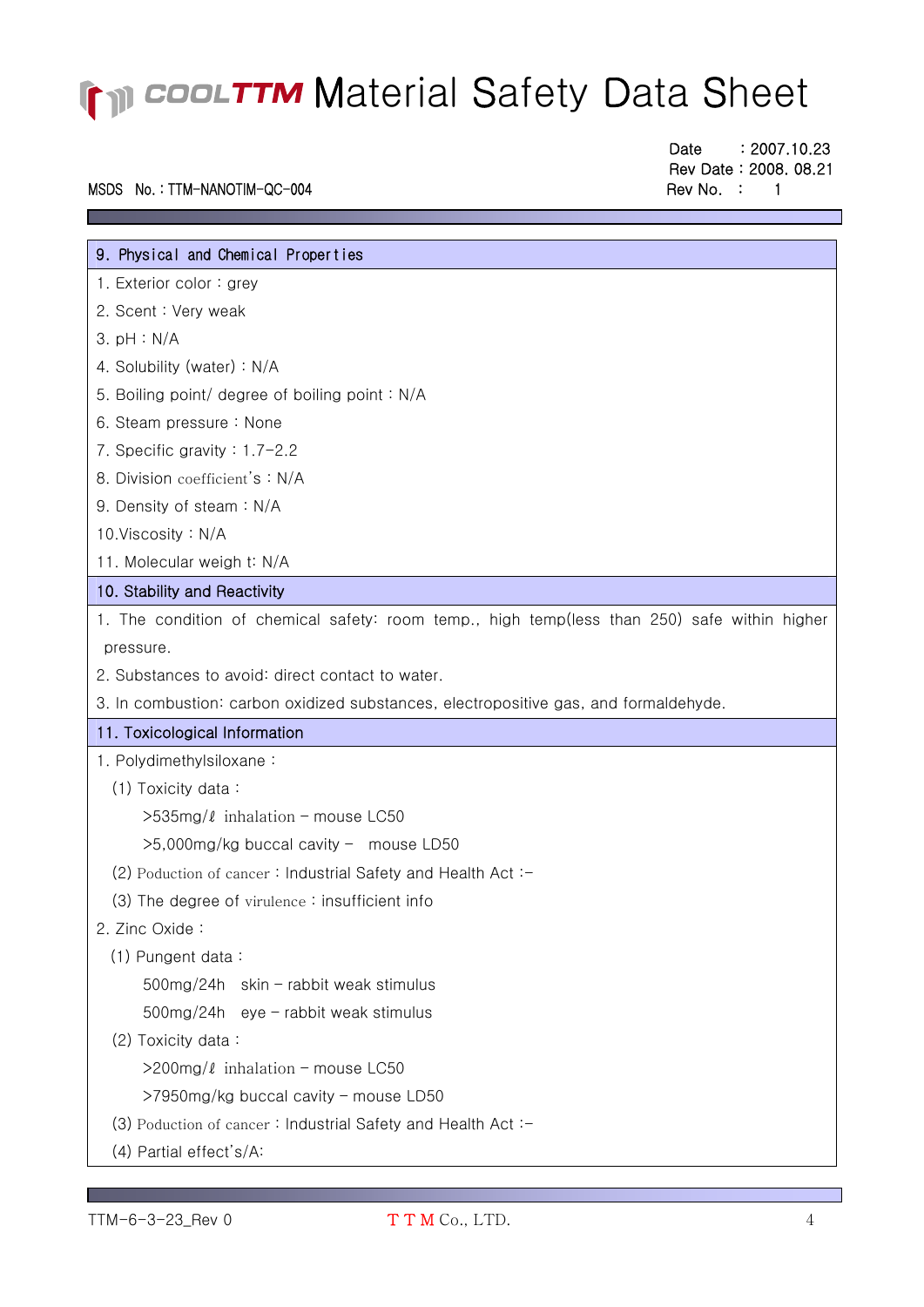## 9. Physical and Chemical Properties

1. Exterior color : grey
2. Scent : Very weak
3. pH : N/A
4. Solubility (water) : N/A
5. Boiling point/ degree of boiling point : N/A
6. Steam pressure : None
7. Specific gravity : 1.7~2.2
8. Division coefficient's : N/A
9. Density of steam : N/A
10. Viscosity : N/A
11. Molecular weigh t: N/A

## 10. Stability and Reactivity

1. The condition of chemical safety: room temp., high temp(less than 250) safe within higher pressure.
2. Substances to avoid: direct contact to water.
3. In combustion: carbon oxidized substances, electropositive gas, and formaldehyde.

## 11. Toxicological Information

1. Polydimethylsiloxane :
   - (1) Toxicity data :
     - >535mg/ℓ inhalation – mouse LC50
     - >5,000mg/kg buccal cavity – mouse LD50
   - (2) Poduction of cancer : Industrial Safety and Health Act :-
   - (3) The degree of virulence : insufficient info
2. Zinc Oxide :
   - (1) Pungent data :
     - 500mg/24h skin – rabbit weak stimulus
     - 500mg/24h eye – rabbit weak stimulus
   - (2) Toxicity data :
     - >200mg/ℓ inhalation – mouse LC50
     - >7950mg/kg buccal cavity – mouse LD50
   - (3) Poduction of cancer : Industrial Safety and Health Act :-
   - (4) Partial effect's/A: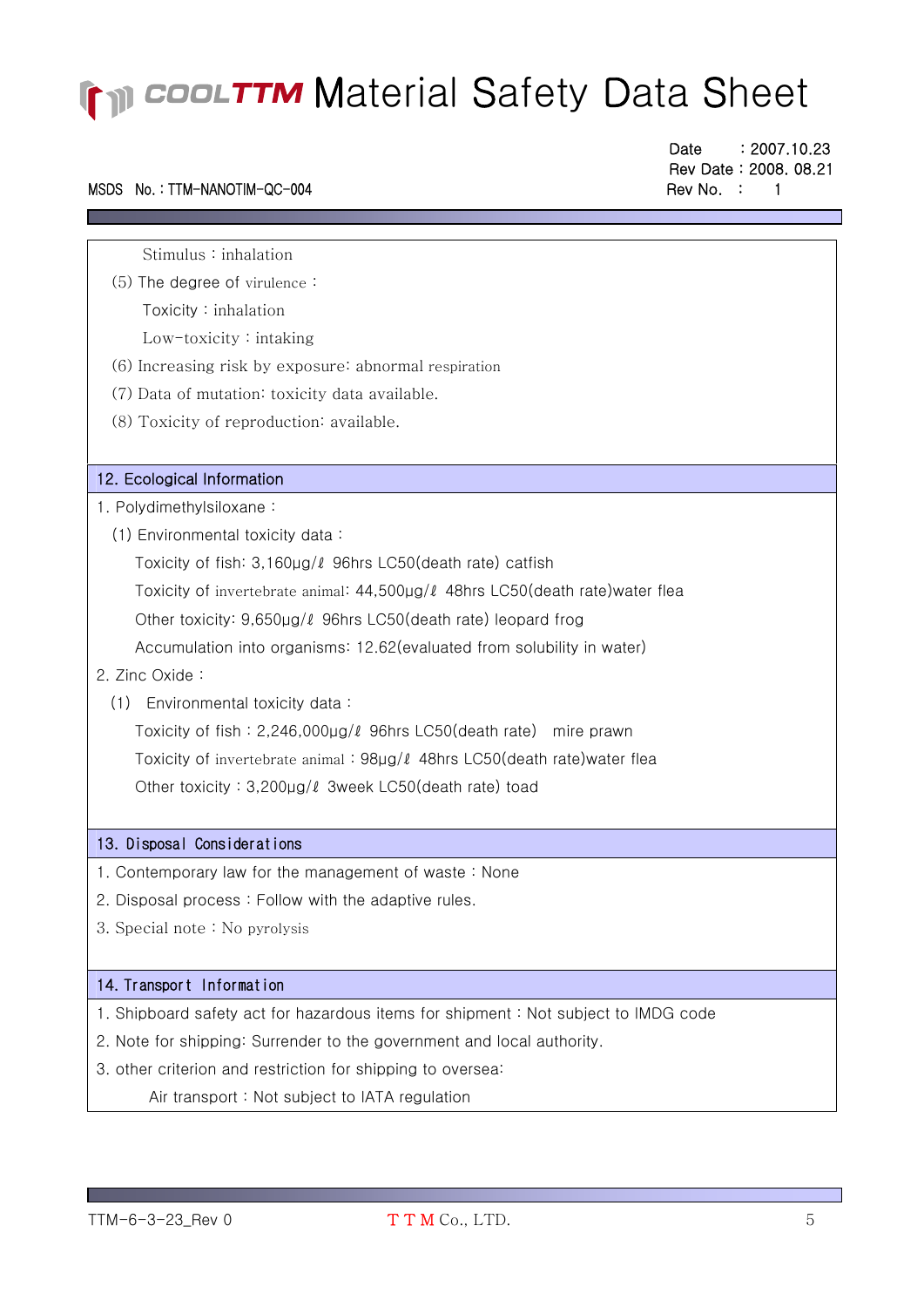Stimulus : inhalation

(5) The degree of virulence :

Toxicity : inhalation

Low-toxicity : intaking

(6) Increasing risk by exposure: abnormal respiration

(7) Data of mutation: toxicity data available.

(8) Toxicity of reproduction: available.

## 12. Ecological Information

1. Polydimethylsiloxane :

   (1) Environmental toxicity data :

   Toxicity of fish: 3,160μg/ℓ 96hrs LC50(death rate) catfish

   Toxicity of invertebrate animal: 44,500μg/ℓ 48hrs LC50(death rate)water flea

   Other toxicity: 9,650μg/ℓ 96hrs LC50(death rate) leopard frog

   Accumulation into organisms: 12.62(evaluated from solubility in water)

2. Zinc Oxide :

   (1) Environmental toxicity data :

   Toxicity of fish : 2,246,000μg/ℓ 96hrs LC50(death rate) mire prawn

   Toxicity of invertebrate animal : 98μg/ℓ 48hrs LC50(death rate)water flea

   Other toxicity : 3,200μg/ℓ 3week LC50(death rate) toad

## 13. Disposal Considerations

1. Contemporary law for the management of waste : None
2. Disposal process : Follow with the adaptive rules.
3. Special note : No pyrolysis

## 14. Transport Information

1. Shipboard safety act for hazardous items for shipment : Not subject to IMDG code
2. Note for shipping: Surrender to the government and local authority.
3. other criterion and restriction for shipping to oversea:

   Air transport : Not subject to IATA regulation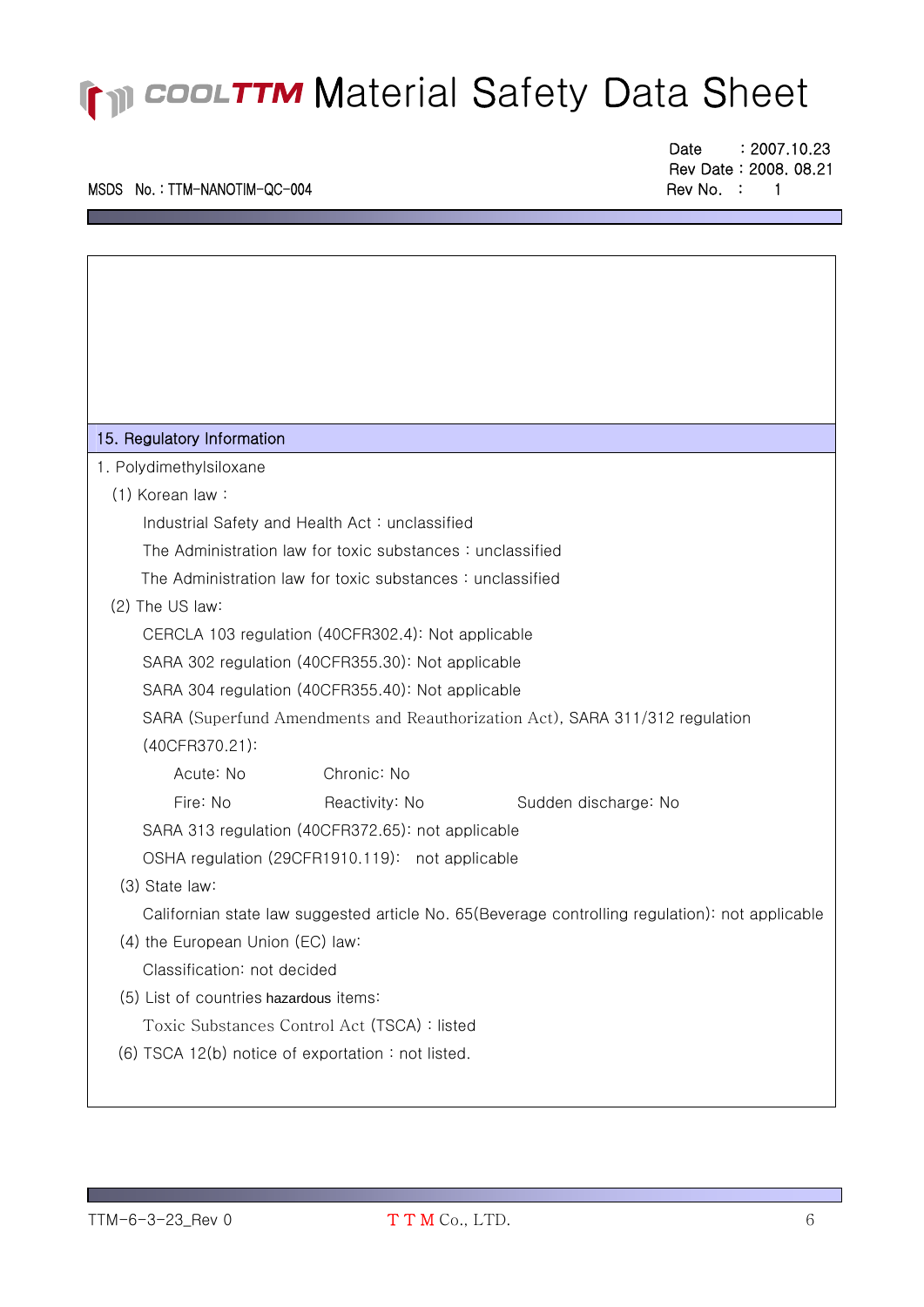## 15. Regulatory Information

1. Polydimethylsiloxane

(1) Korean law :

Industrial Safety and Health Act : unclassified

The Administration law for toxic substances : unclassified

The Administration law for toxic substances : unclassified

(2) The US law:

CERCLA 103 regulation (40CFR302.4): Not applicable

SARA 302 regulation (40CFR355.30): Not applicable

SARA 304 regulation (40CFR355.40): Not applicable

SARA (Superfund Amendments and Reauthorization Act), SARA 311/312 regulation (40CFR370.21):

Acute: No　　Chronic: No

Fire: No　　Reactivity: No　　Sudden discharge: No

SARA 313 regulation (40CFR372.65): not applicable

OSHA regulation (29CFR1910.119): not applicable

(3) State law:

Californian state law suggested article No. 65(Beverage controlling regulation): not applicable

(4) the European Union (EC) law:

Classification: not decided

(5) List of countries hazardous items:

Toxic Substances Control Act (TSCA) : listed

(6) TSCA 12(b) notice of exportation : not listed.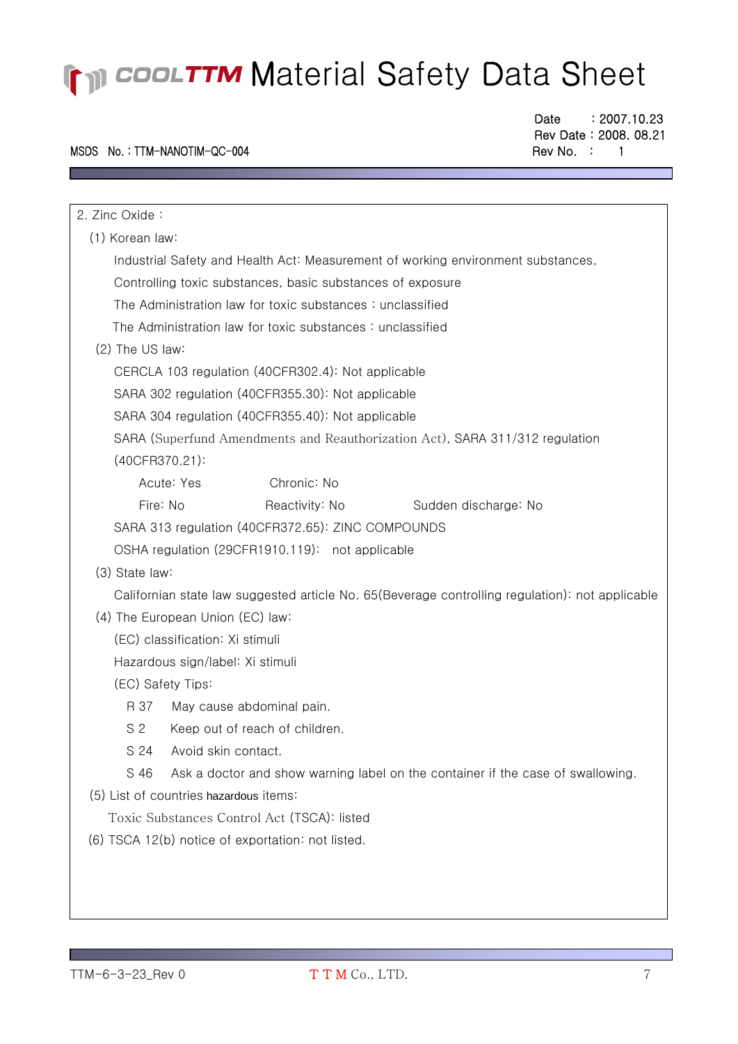2. Zinc Oxide :

(1) Korean law:

Industrial Safety and Health Act: Measurement of working environment substances, Controlling toxic substances, basic substances of exposure

The Administration law for toxic substances : unclassified

The Administration law for toxic substances : unclassified

(2) The US law:

CERCLA 103 regulation (40CFR302.4): Not applicable

SARA 302 regulation (40CFR355.30): Not applicable

SARA 304 regulation (40CFR355.40): Not applicable

SARA (Superfund Amendments and Reauthorization Act), SARA 311/312 regulation (40CFR370.21):

Acute: Yes  Chronic: No

Fire: No  Reactivity: No  Sudden discharge: No

SARA 313 regulation (40CFR372.65): ZINC COMPOUNDS

OSHA regulation (29CFR1910.119): not applicable

(3) State law:

Californian state law suggested article No. 65(Beverage controlling regulation): not applicable

(4) The European Union (EC) law:

(EC) classification: Xi stimuli

Hazardous sign/label: Xi stimuli

(EC) Safety Tips:

R 37 May cause abdominal pain.

S 2 Keep out of reach of children.

S 24 Avoid skin contact.

S 46 Ask a doctor and show warning label on the container if the case of swallowing.

(5) List of countries hazardous items:

Toxic Substances Control Act (TSCA): listed

(6) TSCA 12(b) notice of exportation: not listed.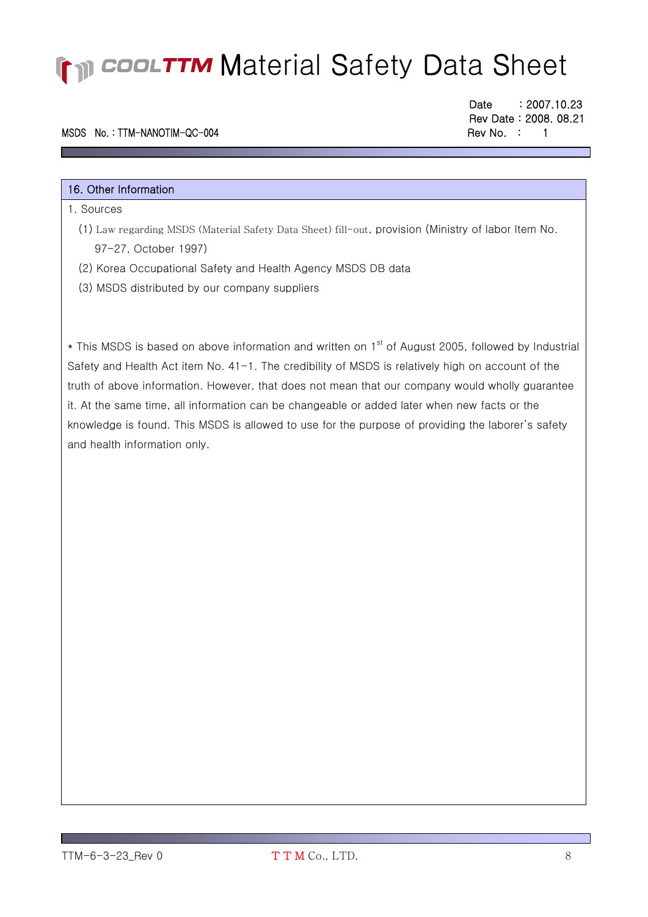## 16. Other Information

1. Sources

   (1) Law regarding MSDS (Material Safety Data Sheet) fill-out, provision (Ministry of labor Item No. 97-27, October 1997)

   (2) Korea Occupational Safety and Health Agency MSDS DB data

   (3) MSDS distributed by our company suppliers

* This MSDS is based on above information and written on 1st of August 2005, followed by Industrial Safety and Health Act item No. 41-1. The credibility of MSDS is relatively high on account of the truth of above information. However, that does not mean that our company would wholly guarantee it. At the same time, all information can be changeable or added later when new facts or the knowledge is found. This MSDS is allowed to use for the purpose of providing the laborer's safety and health information only.